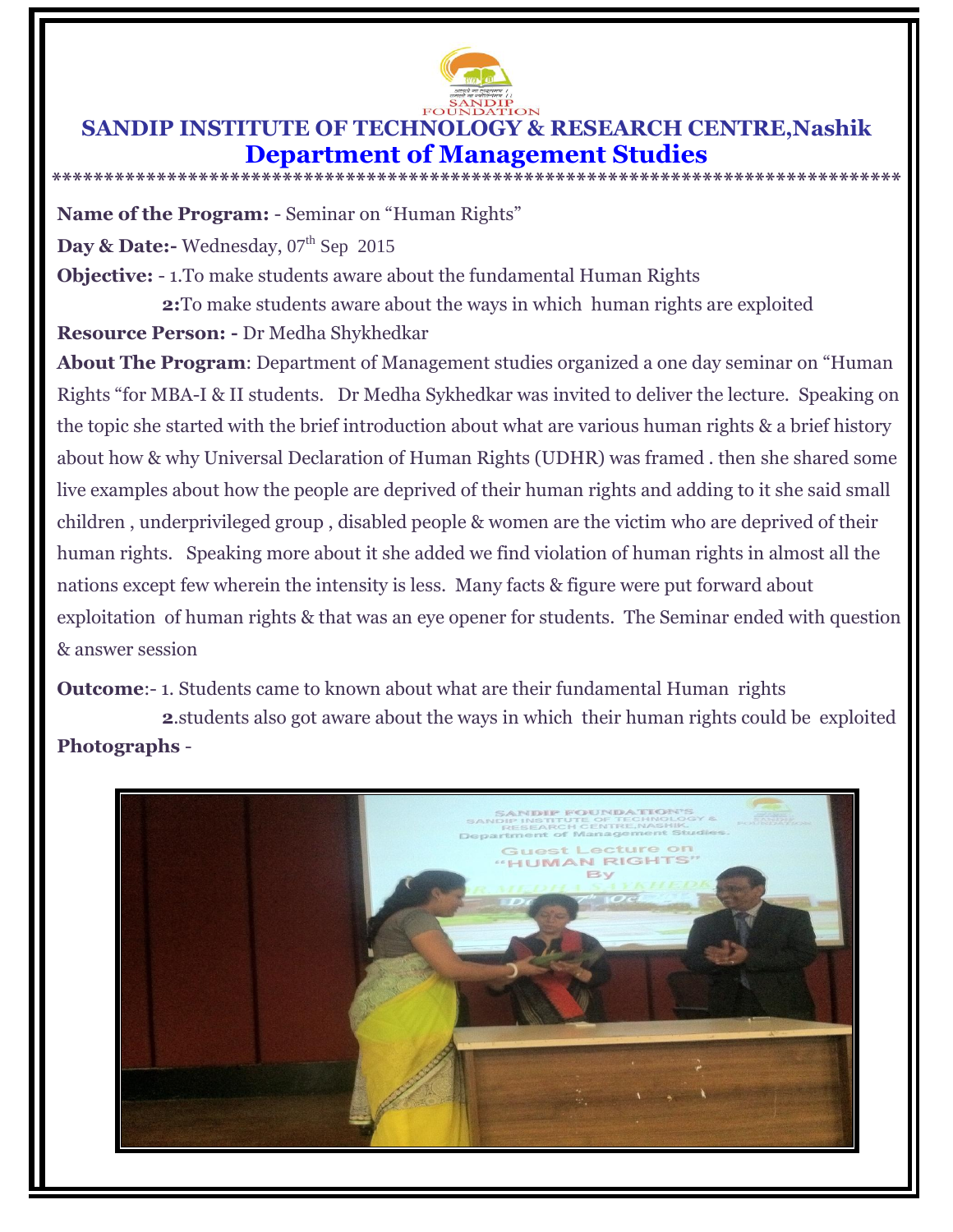SANDIP FOUNDATION

# SANDIP INSTITUTE OF TECHNOLOGY & RESEARCH CENTRE,Nashik

## Department of Management Studies

*******************************************************************************

**Name of the Program:** - Seminar on "Human Rights"

**Day & Date:-** Wednesday, 07th Sep 2015

**Objective:** - 1.To make students aware about the fundamental Human Rights

**2:**To make students aware about the ways in which human rights are exploited

**Resource Person: -** Dr Medha Shykhedkar

**About The Program**: Department of Management studies organized a one day seminar on "Human Rights "for MBA-I & II students. Dr Medha Sykhedkar was invited to deliver the lecture. Speaking on the topic she started with the brief introduction about what are various human rights & a brief history about how & why Universal Declaration of Human Rights (UDHR) was framed . then she shared some live examples about how the people are deprived of their human rights and adding to it she said small children , underprivileged group , disabled people & women are the victim who are deprived of their human rights. Speaking more about it she added we find violation of human rights in almost all the nations except few wherein the intensity is less. Many facts & figure were put forward about exploitation of human rights & that was an eye opener for students. The Seminar ended with question & answer session

**Outcome**:- 1. Students came to known about what are their fundamental Human rights

**2**.students also got aware about the ways in which their human rights could be exploited

**Photographs** -